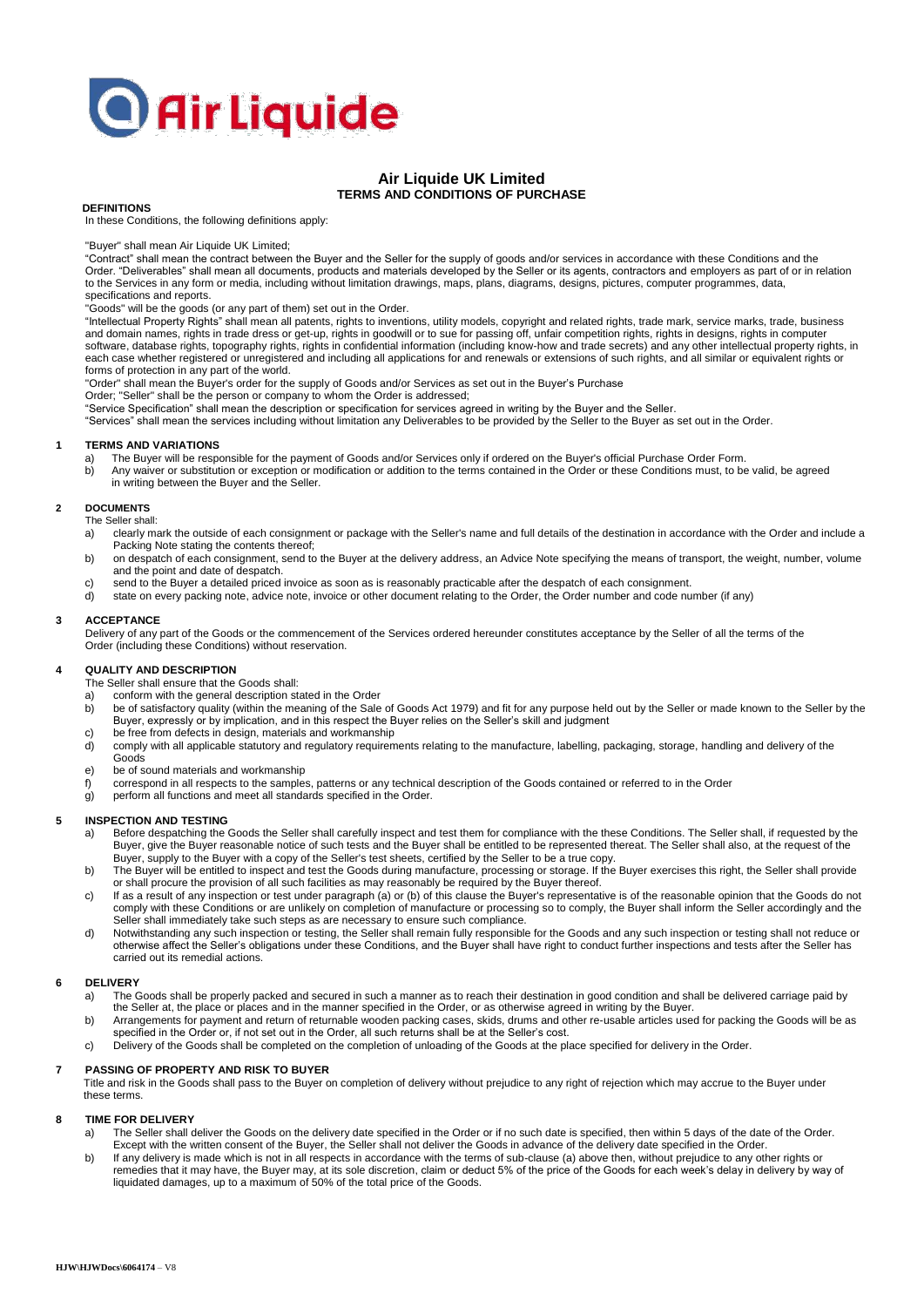# Air Liquide UK Limited

## TERMS AND CONDITIONS OF PURCHASE

**DEFINITIONS**

In these Conditions, the following definitions apply:

"Buyer" shall mean Air Liquide UK Limited;

"Contract" shall mean the contract between the Buyer and the Seller for the supply of goods and/or services in accordance with these Conditions and the Order. "Deliverables" shall mean all documents, products and materials developed by the Seller or its agents, contractors and employers as part of or in relation to the Services in any form or media, including without limitation drawings, maps, plans, diagrams, designs, pictures, computer programmes, data, specifications and reports.

"Goods" will be the goods (or any part of them) set out in the Order.

"Intellectual Property Rights" shall mean all patents, rights to inventions, utility models, copyright and related rights, trade mark, service marks, trade, business and domain names, rights in trade dress or get-up, rights in goodwill or to sue for passing off, unfair competition rights, rights in designs, rights in computer software, database rights, topography rights, rights in confidential information (including know-how and trade secrets) and any other intellectual property rights, in each case whether registered or unregistered and including all applications for and renewals or extensions of such rights, and all similar or equivalent rights or forms of protection in any part of the world.

"Order" shall mean the Buyer's order for the supply of Goods and/or Services as set out in the Buyer's Purchase Order; "Seller" shall be the person or company to whom the Order is addressed;

"Service Specification" shall mean the description or specification for services agreed in writing by the Buyer and the Seller.

"Services" shall mean the services including without limitation any Deliverables to be provided by the Seller to the Buyer as set out in the Order.

### 1 TERMS AND VARIATIONS

a) The Buyer will be responsible for the payment of Goods and/or Services only if ordered on the Buyer's official Purchase Order Form.

b) Any waiver or substitution or exception or modification or addition to the terms contained in the Order or these Conditions must, to be valid, be agreed in writing between the Buyer and the Seller.

### 2 DOCUMENTS

The Seller shall:

a) clearly mark the outside of each consignment or package with the Seller's name and full details of the destination in accordance with the Order and include a Packing Note stating the contents thereof;

b) on despatch of each consignment, send to the Buyer at the delivery address, an Advice Note specifying the means of transport, the weight, number, volume and the point and date of despatch.

c) send to the Buyer a detailed priced invoice as soon as is reasonably practicable after the despatch of each consignment.

d) state on every packing note, advice note, invoice or other document relating to the Order, the Order number and code number (if any)

### 3 ACCEPTANCE

Delivery of any part of the Goods or the commencement of the Services ordered hereunder constitutes acceptance by the Seller of all the terms of the Order (including these Conditions) without reservation.

### 4 QUALITY AND DESCRIPTION

The Seller shall ensure that the Goods shall:

a) conform with the general description stated in the Order

b) be of satisfactory quality (within the meaning of the Sale of Goods Act 1979) and fit for any purpose held out by the Seller or made known to the Seller by the Buyer, expressly or by implication, and in this respect the Buyer relies on the Seller's skill and judgment

c) be free from defects in design, materials and workmanship

d) comply with all applicable statutory and regulatory requirements relating to the manufacture, labelling, packaging, storage, handling and delivery of the Goods

e) be of sound materials and workmanship

f) correspond in all respects to the samples, patterns or any technical description of the Goods contained or referred to in the Order

g) perform all functions and meet all standards specified in the Order.

### 5 INSPECTION AND TESTING

a) Before despatching the Goods the Seller shall carefully inspect and test them for compliance with the these Conditions. The Seller shall, if requested by the Buyer, give the Buyer reasonable notice of such tests and the Buyer shall be entitled to be represented thereat. The Seller shall also, at the request of the Buyer, supply to the Buyer with a copy of the Seller's test sheets, certified by the Seller to be a true copy.

b) The Buyer will be entitled to inspect and test the Goods during manufacture, processing or storage. If the Buyer exercises this right, the Seller shall provide or shall procure the provision of all such facilities as may reasonably be required by the Buyer thereof.

c) If as a result of any inspection or test under paragraph (a) or (b) of this clause the Buyer's representative is of the reasonable opinion that the Goods do not comply with these Conditions or are unlikely on completion of manufacture or processing so to comply, the Buyer shall inform the Seller accordingly and the Seller shall immediately take such steps as are necessary to ensure such compliance.

d) Notwithstanding any such inspection or testing, the Seller shall remain fully responsible for the Goods and any such inspection or testing shall not reduce or otherwise affect the Seller's obligations under these Conditions, and the Buyer shall have right to conduct further inspections and tests after the Seller has carried out its remedial actions.

### 6 DELIVERY

a) The Goods shall be properly packed and secured in such a manner as to reach their destination in good condition and shall be delivered carriage paid by the Seller at, the place or places and in the manner specified in the Order, or as otherwise agreed in writing by the Buyer.

b) Arrangements for payment and return of returnable wooden packing cases, skids, drums and other re-usable articles used for packing the Goods will be as specified in the Order or, if not set out in the Order, all such returns shall be at the Seller's cost.

c) Delivery of the Goods shall be completed on the completion of unloading of the Goods at the place specified for delivery in the Order.

### 7 PASSING OF PROPERTY AND RISK TO BUYER

Title and risk in the Goods shall pass to the Buyer on completion of delivery without prejudice to any right of rejection which may accrue to the Buyer under these terms.

### 8 TIME FOR DELIVERY

a) The Seller shall deliver the Goods on the delivery date specified in the Order or if no such date is specified, then within 5 days of the date of the Order. Except with the written consent of the Buyer, the Seller shall not deliver the Goods in advance of the delivery date specified in the Order.

b) If any delivery is made which is not in all respects in accordance with the terms of sub-clause (a) above then, without prejudice to any other rights or remedies that it may have, the Buyer may, at its sole discretion, claim or deduct 5% of the price of the Goods for each week's delay in delivery by way of liquidated damages, up to a maximum of 50% of the total price of the Goods.

HJW\HJWDocs\6064174 – V8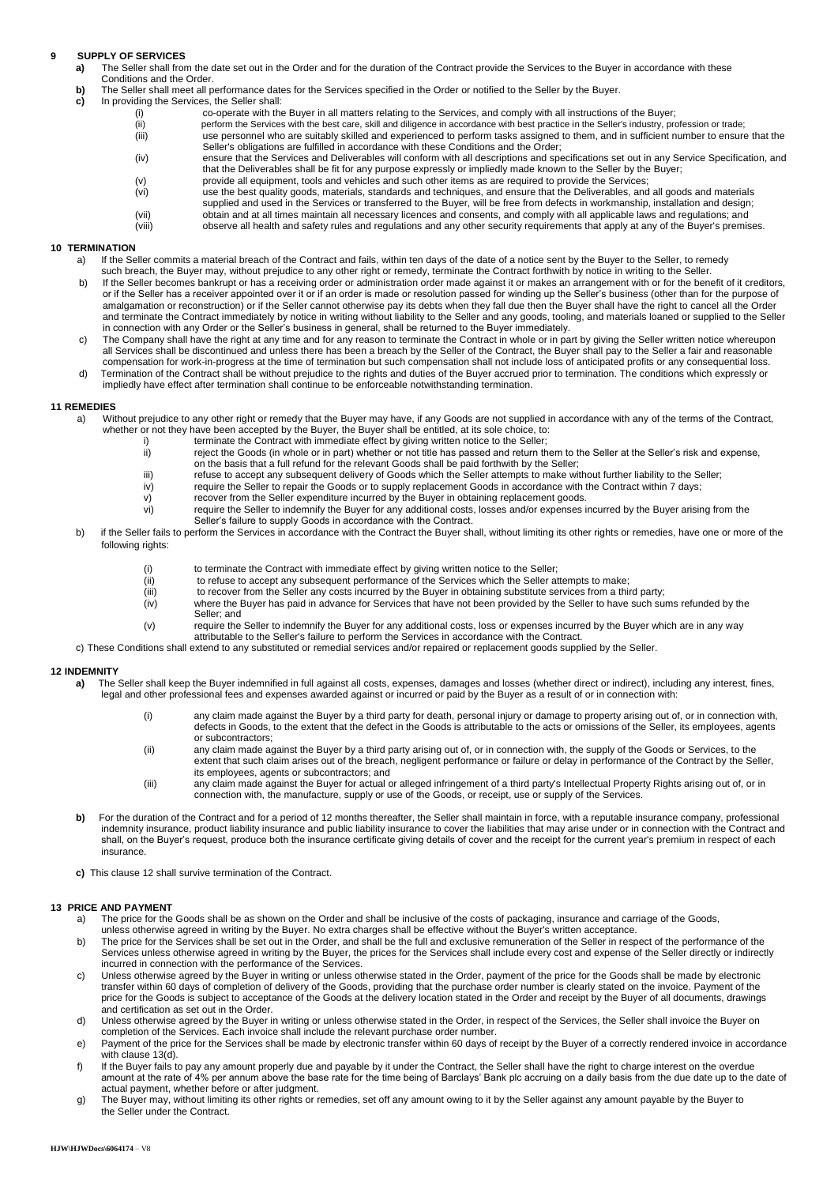## 9 SUPPLY OF SERVICES

**a)** The Seller shall from the date set out in the Order and for the duration of the Contract provide the Services to the Buyer in accordance with these Conditions and the Order.

**b)** The Seller shall meet all performance dates for the Services specified in the Order or notified to the Seller by the Buyer.

**c)** In providing the Services, the Seller shall:

(i) co-operate with the Buyer in all matters relating to the Services, and comply with all instructions of the Buyer;

(ii) perform the Services with the best care, skill and diligence in accordance with best practice in the Seller's industry, profession or trade;

(iii) use personnel who are suitably skilled and experienced to perform tasks assigned to them, and in sufficient number to ensure that the Seller's obligations are fulfilled in accordance with these Conditions and the Order;

(iv) ensure that the Services and Deliverables will conform with all descriptions and specifications set out in any Service Specification, and that the Deliverables shall be fit for any purpose expressly or impliedly made known to the Seller by the Buyer;

(v) provide all equipment, tools and vehicles and such other items as are required to provide the Services;

(vi) use the best quality goods, materials, standards and techniques, and ensure that the Deliverables, and all goods and materials supplied and used in the Services or transferred to the Buyer, will be free from defects in workmanship, installation and design;

(vii) obtain and at all times maintain all necessary licences and consents, and comply with all applicable laws and regulations; and

(viii) observe all health and safety rules and regulations and any other security requirements that apply at any of the Buyer's premises.

## 10 TERMINATION

a) If the Seller commits a material breach of the Contract and fails, within ten days of the date of a notice sent by the Buyer to the Seller, to remedy such breach, the Buyer may, without prejudice to any other right or remedy, terminate the Contract forthwith by notice in writing to the Seller.

b) If the Seller becomes bankrupt or has a receiving order or administration order made against it or makes an arrangement with or for the benefit of it creditors, or if the Seller has a receiver appointed over it or if an order is made or resolution passed for winding up the Seller's business (other than for the purpose of amalgamation or reconstruction) or if the Seller cannot otherwise pay its debts when they fall due then the Buyer shall have the right to cancel all the Order and terminate the Contract immediately by notice in writing without liability to the Seller and any goods, tooling, and materials loaned or supplied to the Seller in connection with any Order or the Seller's business in general, shall be returned to the Buyer immediately.

c) The Company shall have the right at any time and for any reason to terminate the Contract in whole or in part by giving the Seller written notice whereupon all Services shall be discontinued and unless there has been a breach by the Seller of the Contract, the Buyer shall pay to the Seller a fair and reasonable compensation for work-in-progress at the time of termination but such compensation shall not include loss of anticipated profits or any consequential loss.

d) Termination of the Contract shall be without prejudice to the rights and duties of the Buyer accrued prior to termination. The conditions which expressly or impliedly have effect after termination shall continue to be enforceable notwithstanding termination.

## 11 REMEDIES

a) Without prejudice to any other right or remedy that the Buyer may have, if any Goods are not supplied in accordance with any of the terms of the Contract, whether or not they have been accepted by the Buyer, the Buyer shall be entitled, at its sole choice, to:

i) terminate the Contract with immediate effect by giving written notice to the Seller;

ii) reject the Goods (in whole or in part) whether or not title has passed and return them to the Seller at the Seller's risk and expense, on the basis that a full refund for the relevant Goods shall be paid forthwith by the Seller;

iii) refuse to accept any subsequent delivery of Goods which the Seller attempts to make without further liability to the Seller;

iv) require the Seller to repair the Goods or to supply replacement Goods in accordance with the Contract within 7 days;

v) recover from the Seller expenditure incurred by the Buyer in obtaining replacement goods.

vi) require the Seller to indemnify the Buyer for any additional costs, losses and/or expenses incurred by the Buyer arising from the Seller's failure to supply Goods in accordance with the Contract.

b) if the Seller fails to perform the Services in accordance with the Contract the Buyer shall, without limiting its other rights or remedies, have one or more of the following rights:

(i) to terminate the Contract with immediate effect by giving written notice to the Seller;

(ii) to refuse to accept any subsequent performance of the Services which the Seller attempts to make;

(iii) to recover from the Seller any costs incurred by the Buyer in obtaining substitute services from a third party;

(iv) where the Buyer has paid in advance for Services that have not been provided by the Seller to have such sums refunded by the Seller; and

(v) require the Seller to indemnify the Buyer for any additional costs, loss or expenses incurred by the Buyer which are in any way attributable to the Seller's failure to perform the Services in accordance with the Contract.

c) These Conditions shall extend to any substituted or remedial services and/or repaired or replacement goods supplied by the Seller.

## 12 INDEMNITY

**a)** The Seller shall keep the Buyer indemnified in full against all costs, expenses, damages and losses (whether direct or indirect), including any interest, fines, legal and other professional fees and expenses awarded against or incurred or paid by the Buyer as a result of or in connection with:

(i) any claim made against the Buyer by a third party for death, personal injury or damage to property arising out of, or in connection with, defects in Goods, to the extent that the defect in the Goods is attributable to the acts or omissions of the Seller, its employees, agents or subcontractors;

(ii) any claim made against the Buyer by a third party arising out of, or in connection with, the supply of the Goods or Services, to the extent that such claim arises out of the breach, negligent performance or failure or delay in performance of the Contract by the Seller, its employees, agents or subcontractors; and

(iii) any claim made against the Buyer for actual or alleged infringement of a third party's Intellectual Property Rights arising out of, or in connection with, the manufacture, supply or use of the Goods, or receipt, use or supply of the Services.

**b)** For the duration of the Contract and for a period of 12 months thereafter, the Seller shall maintain in force, with a reputable insurance company, professional indemnity insurance, product liability insurance and public liability insurance to cover the liabilities that may arise under or in connection with the Contract and shall, on the Buyer's request, produce both the insurance certificate giving details of cover and the receipt for the current year's premium in respect of each insurance.

**c)** This clause 12 shall survive termination of the Contract.

## 13 PRICE AND PAYMENT

a) The price for the Goods shall be as shown on the Order and shall be inclusive of the costs of packaging, insurance and carriage of the Goods, unless otherwise agreed in writing by the Buyer. No extra charges shall be effective without the Buyer's written acceptance.

b) The price for the Services shall be set out in the Order, and shall be the full and exclusive remuneration of the Seller in respect of the performance of the Services unless otherwise agreed in writing by the Buyer, the prices for the Services shall include every cost and expense of the Seller directly or indirectly incurred in connection with the performance of the Services.

c) Unless otherwise agreed by the Buyer in writing or unless otherwise stated in the Order, payment of the price for the Goods shall be made by electronic transfer within 60 days of completion of delivery of the Goods, providing that the purchase order number is clearly stated on the invoice. Payment of the price for the Goods is subject to acceptance of the Goods at the delivery location stated in the Order and receipt by the Buyer of all documents, drawings and certification as set out in the Order.

d) Unless otherwise agreed by the Buyer in writing or unless otherwise stated in the Order, in respect of the Services, the Seller shall invoice the Buyer on completion of the Services. Each invoice shall include the relevant purchase order number.

e) Payment of the price for the Services shall be made by electronic transfer within 60 days of receipt by the Buyer of a correctly rendered invoice in accordance with clause 13(d).

f) If the Buyer fails to pay any amount properly due and payable by it under the Contract, the Seller shall have the right to charge interest on the overdue amount at the rate of 4% per annum above the base rate for the time being of Barclays' Bank plc accruing on a daily basis from the due date up to the date of actual payment, whether before or after judgment.

g) The Buyer may, without limiting its other rights or remedies, set off any amount owing to it by the Seller against any amount payable by the Buyer to the Seller under the Contract.

HJW\HJWDocs\6064174 – V8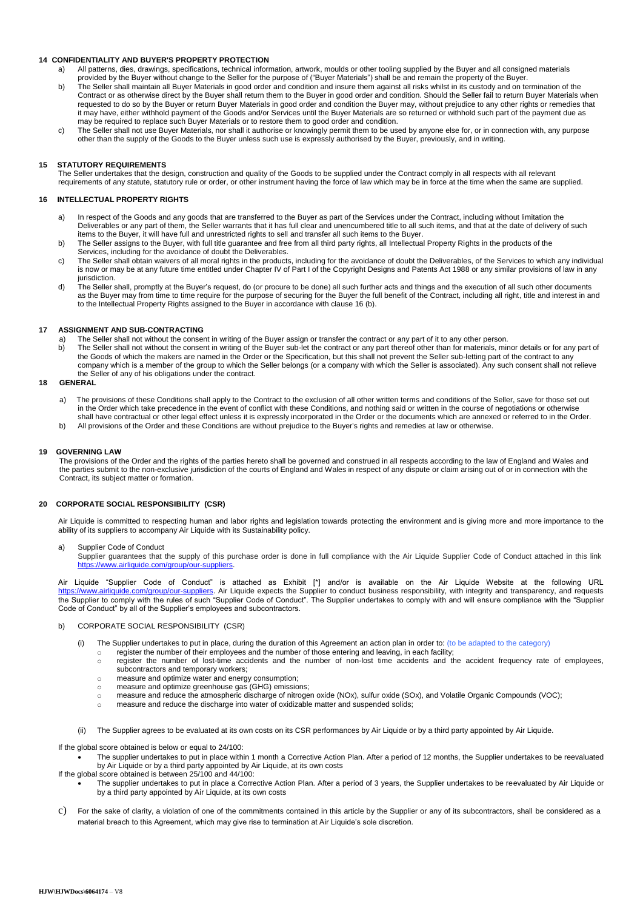## 14 CONFIDENTIALITY AND BUYER'S PROPERTY PROTECTION

a) All patterns, dies, drawings, specifications, technical information, artwork, moulds or other tooling supplied by the Buyer and all consigned materials provided by the Buyer without change to the Seller for the purpose of ("Buyer Materials") shall be and remain the property of the Buyer.

b) The Seller shall maintain all Buyer Materials in good order and condition and insure them against all risks whilst in its custody and on termination of the Contract or as otherwise direct by the Buyer shall return them to the Buyer in good order and condition. Should the Seller fail to return Buyer Materials when requested to do so by the Buyer or return Buyer Materials in good order and condition the Buyer may, without prejudice to any other rights or remedies that it may have, either withhold payment of the Goods and/or Services until the Buyer Materials are so returned or withhold such part of the payment due as may be required to replace such Buyer Materials or to restore them to good order and condition.

c) The Seller shall not use Buyer Materials, nor shall it authorise or knowingly permit them to be used by anyone else for, or in connection with, any purpose other than the supply of the Goods to the Buyer unless such use is expressly authorised by the Buyer, previously, and in writing.

## 15 STATUTORY REQUIREMENTS

The Seller undertakes that the design, construction and quality of the Goods to be supplied under the Contract comply in all respects with all relevant requirements of any statute, statutory rule or order, or other instrument having the force of law which may be in force at the time when the same are supplied.

## 16 INTELLECTUAL PROPERTY RIGHTS

a) In respect of the Goods and any goods that are transferred to the Buyer as part of the Services under the Contract, including without limitation the Deliverables or any part of them, the Seller warrants that it has full clear and unencumbered title to all such items, and that at the date of delivery of such items to the Buyer, it will have full and unrestricted rights to sell and transfer all such items to the Buyer.

b) The Seller assigns to the Buyer, with full title guarantee and free from all third party rights, all Intellectual Property Rights in the products of the Services, including for the avoidance of doubt the Deliverables.

c) The Seller shall obtain waivers of all moral rights in the products, including for the avoidance of doubt the Deliverables, of the Services to which any individual is now or may be at any future time entitled under Chapter IV of Part I of the Copyright Designs and Patents Act 1988 or any similar provisions of law in any jurisdiction.

d) The Seller shall, promptly at the Buyer's request, do (or procure to be done) all such further acts and things and the execution of all such other documents as the Buyer may from time to time require for the purpose of securing for the Buyer the full benefit of the Contract, including all right, title and interest in and to the Intellectual Property Rights assigned to the Buyer in accordance with clause 16 (b).

## 17 ASSIGNMENT AND SUB-CONTRACTING

a) The Seller shall not without the consent in writing of the Buyer assign or transfer the contract or any part of it to any other person.

b) The Seller shall not without the consent in writing of the Buyer sub-let the contract or any part thereof other than for materials, minor details or for any part of the Goods of which the makers are named in the Order or the Specification, but this shall not prevent the Seller sub-letting part of the contract to any company which is a member of the group to which the Seller belongs (or a company with which the Seller is associated). Any such consent shall not relieve the Seller of any of his obligations under the contract.

## 18 GENERAL

a) The provisions of these Conditions shall apply to the Contract to the exclusion of all other written terms and conditions of the Seller, save for those set out in the Order which take precedence in the event of conflict with these Conditions, and nothing said or written in the course of negotiations or otherwise shall have contractual or other legal effect unless it is expressly incorporated in the Order or the documents which are annexed or referred to in the Order.

b) All provisions of the Order and these Conditions are without prejudice to the Buyer's rights and remedies at law or otherwise.

## 19 GOVERNING LAW

The provisions of the Order and the rights of the parties hereto shall be governed and construed in all respects according to the law of England and Wales and the parties submit to the non-exclusive jurisdiction of the courts of England and Wales in respect of any dispute or claim arising out of or in connection with the Contract, its subject matter or formation.

## 20 CORPORATE SOCIAL RESPONSIBILITY (CSR)

Air Liquide is committed to respecting human and labor rights and legislation towards protecting the environment and is giving more and more importance to the ability of its suppliers to accompany Air Liquide with its Sustainability policy.

a) Supplier Code of Conduct
Supplier guarantees that the supply of this purchase order is done in full compliance with the Air Liquide Supplier Code of Conduct attached in this link https://www.airliquide.com/group/our-suppliers.

Air Liquide "Supplier Code of Conduct" is attached as Exhibit [*] and/or is available on the Air Liquide Website at the following URL https://www.airliquide.com/group/our-suppliers. Air Liquide expects the Supplier to conduct business responsibility, with integrity and transparency, and requests the Supplier to comply with the rules of such "Supplier Code of Conduct". The Supplier undertakes to comply with and will ensure compliance with the "Supplier Code of Conduct" by all of the Supplier's employees and subcontractors.

b) CORPORATE SOCIAL RESPONSIBILITY (CSR)

(i) The Supplier undertakes to put in place, during the duration of this Agreement an action plan in order to: (to be adapted to the category)
- register the number of their employees and the number of those entering and leaving, in each facility;
- register the number of lost-time accidents and the number of non-lost time accidents and the accident frequency rate of employees, subcontractors and temporary workers;
- measure and optimize water and energy consumption;
- measure and optimize greenhouse gas (GHG) emissions;
- measure and reduce the atmospheric discharge of nitrogen oxide (NOx), sulfur oxide (SOx), and Volatile Organic Compounds (VOC);
- measure and reduce the discharge into water of oxidizable matter and suspended solids;

(ii) The Supplier agrees to be evaluated at its own costs on its CSR performances by Air Liquide or by a third party appointed by Air Liquide.

If the global score obtained is below or equal to 24/100:
- The supplier undertakes to put in place within 1 month a Corrective Action Plan. After a period of 12 months, the Supplier undertakes to be reevaluated by Air Liquide or by a third party appointed by Air Liquide, at its own costs

If the global score obtained is between 25/100 and 44/100:
- The supplier undertakes to put in place a Corrective Action Plan. After a period of 3 years, the Supplier undertakes to be reevaluated by Air Liquide or by a third party appointed by Air Liquide, at its own costs

c) For the sake of clarity, a violation of one of the commitments contained in this article by the Supplier or any of its subcontractors, shall be considered as a material breach to this Agreement, which may give rise to termination at Air Liquide's sole discretion.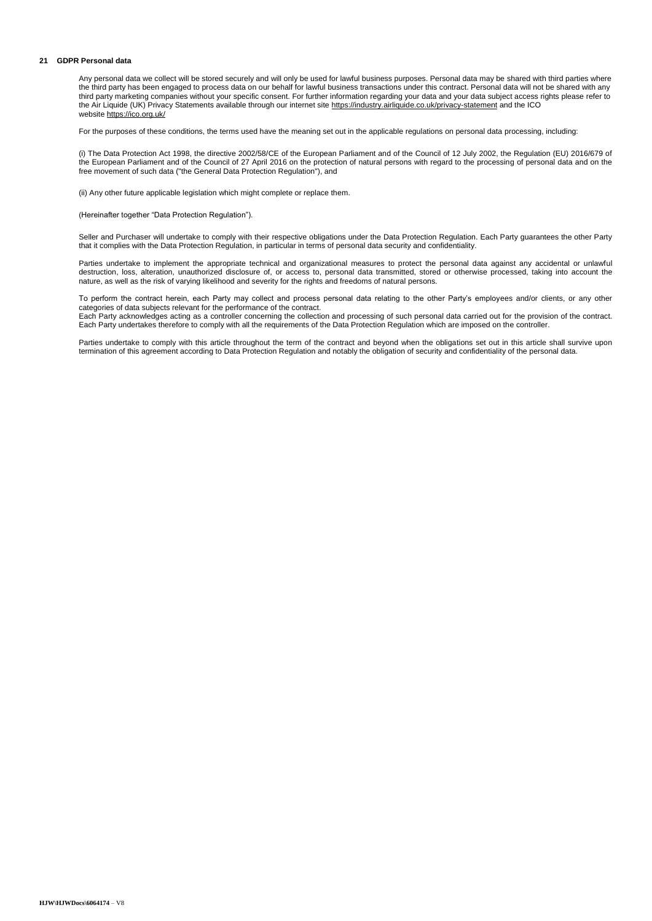## 21 GDPR Personal data

Any personal data we collect will be stored securely and will only be used for lawful business purposes. Personal data may be shared with third parties where the third party has been engaged to process data on our behalf for lawful business transactions under this contract. Personal data will not be shared with any third party marketing companies without your specific consent. For further information regarding your data and your data subject access rights please refer to the Air Liquide (UK) Privacy Statements available through our internet site https://industry.airliquide.co.uk/privacy-statement and the ICO website https://ico.org.uk/

For the purposes of these conditions, the terms used have the meaning set out in the applicable regulations on personal data processing, including:

(i) The Data Protection Act 1998, the directive 2002/58/CE of the European Parliament and of the Council of 12 July 2002, the Regulation (EU) 2016/679 of the European Parliament and of the Council of 27 April 2016 on the protection of natural persons with regard to the processing of personal data and on the free movement of such data ("the General Data Protection Regulation"), and

(ii) Any other future applicable legislation which might complete or replace them.

(Hereinafter together "Data Protection Regulation").

Seller and Purchaser will undertake to comply with their respective obligations under the Data Protection Regulation. Each Party guarantees the other Party that it complies with the Data Protection Regulation, in particular in terms of personal data security and confidentiality.

Parties undertake to implement the appropriate technical and organizational measures to protect the personal data against any accidental or unlawful destruction, loss, alteration, unauthorized disclosure of, or access to, personal data transmitted, stored or otherwise processed, taking into account the nature, as well as the risk of varying likelihood and severity for the rights and freedoms of natural persons.

To perform the contract herein, each Party may collect and process personal data relating to the other Party's employees and/or clients, or any other categories of data subjects relevant for the performance of the contract.
Each Party acknowledges acting as a controller concerning the collection and processing of such personal data carried out for the provision of the contract. Each Party undertakes therefore to comply with all the requirements of the Data Protection Regulation which are imposed on the controller.

Parties undertake to comply with this article throughout the term of the contract and beyond when the obligations set out in this article shall survive upon termination of this agreement according to Data Protection Regulation and notably the obligation of security and confidentiality of the personal data.